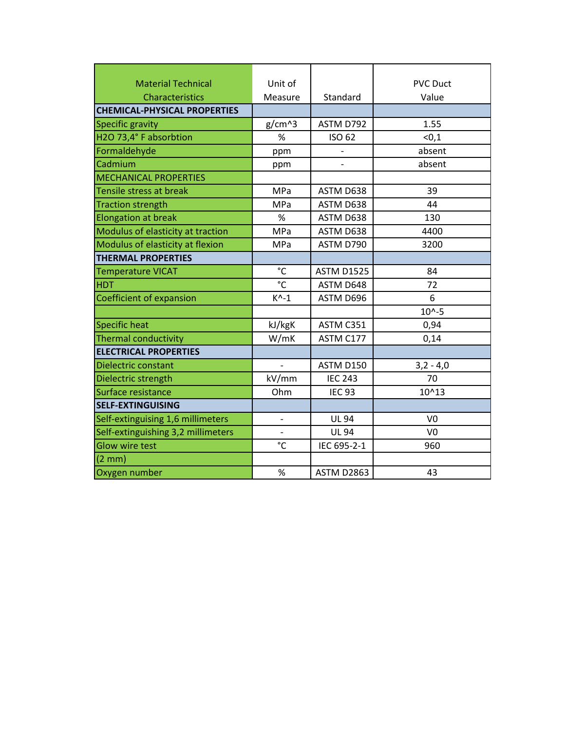| Material Technical Characteristics | Unit of Measure | Standard | PVC Duct Value |
|---|---|---|---|
| **CHEMICAL-PHYSICAL PROPERTIES** | | | |
| Specific gravity | g/cm^3 | ASTM D792 | 1.55 |
| H2O 73,4° F absorbtion | % | ISO 62 | <0,1 |
| Formaldehyde | ppm | - | absent |
| Cadmium | ppm | - | absent |
| MECHANICAL PROPERTIES | | | |
| Tensile stress at break | MPa | ASTM D638 | 39 |
| Traction strength | MPa | ASTM D638 | 44 |
| Elongation at break | % | ASTM D638 | 130 |
| Modulus of elasticity at traction | MPa | ASTM D638 | 4400 |
| Modulus of elasticity at flexion | MPa | ASTM D790 | 3200 |
| **THERMAL PROPERTIES** | | | |
| Temperature VICAT | °C | ASTM D1525 | 84 |
| HDT | °C | ASTM D648 | 72 |
| Coefficient of expansion | K^-1 | ASTM D696 | 6 |
| | | | 10^-5 |
| Specific heat | kJ/kgK | ASTM C351 | 0,94 |
| Thermal conductivity | W/mK | ASTM C177 | 0,14 |
| **ELECTRICAL PROPERTIES** | | | |
| Dielectric constant | - | ASTM D150 | 3,2 - 4,0 |
| Dielectric strength | kV/mm | IEC 243 | 70 |
| Surface resistance | Ohm | IEC 93 | 10^13 |
| **SELF-EXTINGUISING** | | | |
| Self-extinguising 1,6 millimeters | - | UL 94 | V0 |
| Self-extinguishing 3,2 millimeters | - | UL 94 | V0 |
| Glow wire test | °C | IEC 695-2-1 | 960 |
| (2 mm) | | | |
| Oxygen number | % | ASTM D2863 | 43 |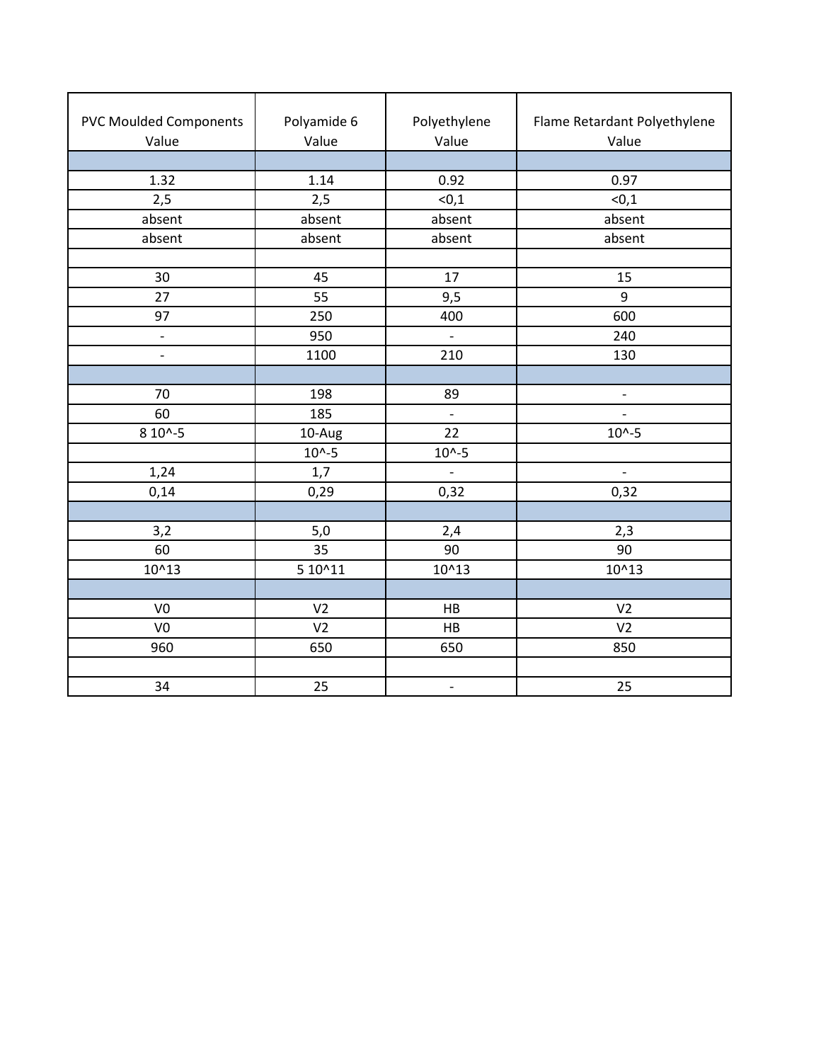| PVC Moulded Components Value | Polyamide 6 Value | Polyethylene Value | Flame Retardant Polyethylene Value |
|---|---|---|---|
| | | | |
| 1.32 | 1.14 | 0.92 | 0.97 |
| 2,5 | 2,5 | <0,1 | <0,1 |
| absent | absent | absent | absent |
| absent | absent | absent | absent |
| | | | |
| 30 | 45 | 17 | 15 |
| 27 | 55 | 9,5 | 9 |
| 97 | 250 | 400 | 600 |
| - | 950 | - | 240 |
| - | 1100 | 210 | 130 |
| | | | |
| 70 | 198 | 89 | - |
| 60 | 185 | - | - |
| 8 10^-5 | 10-Aug | 22 | 10^-5 |
| | 10^-5 | 10^-5 | |
| 1,24 | 1,7 | - | - |
| 0,14 | 0,29 | 0,32 | 0,32 |
| | | | |
| 3,2 | 5,0 | 2,4 | 2,3 |
| 60 | 35 | 90 | 90 |
| 10^13 | 5 10^11 | 10^13 | 10^13 |
| | | | |
| V0 | V2 | HB | V2 |
| V0 | V2 | HB | V2 |
| 960 | 650 | 650 | 850 |
| | | | |
| 34 | 25 | - | 25 |